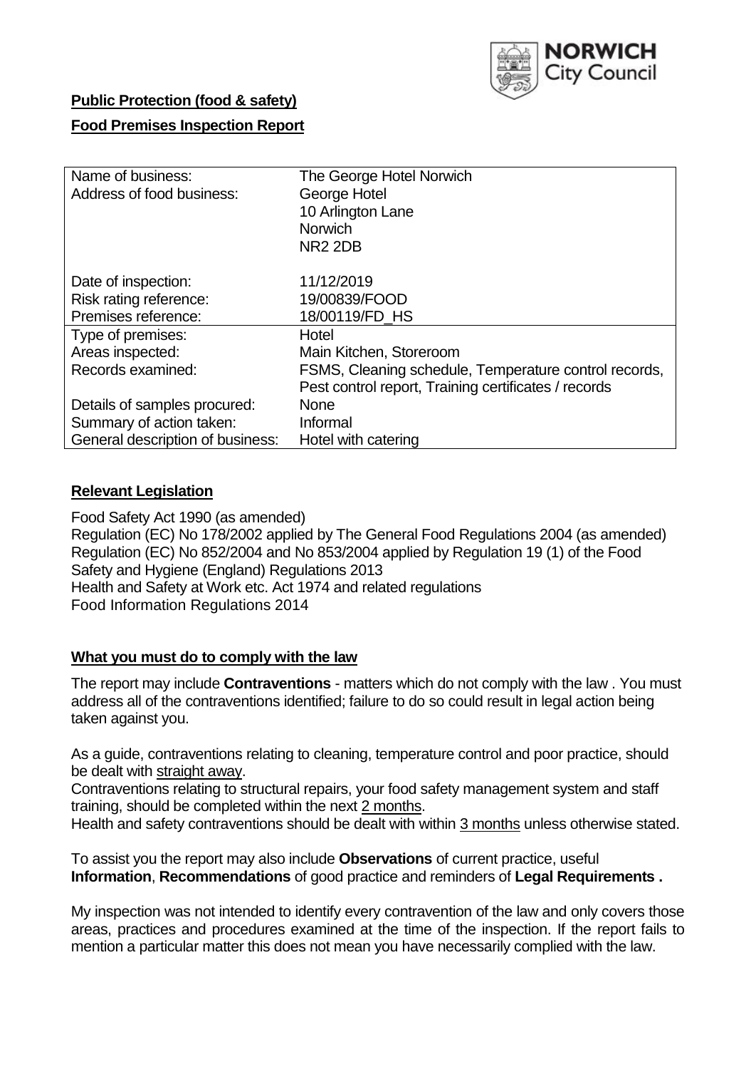NORWICH City Council

**Public Protection (food & safety)**

**Food Premises Inspection Report**

| Name of business: | The George Hotel Norwich |
|---|---|
| Address of food business: | George Hotel<br>10 Arlington Lane<br>Norwich<br>NR2 2DB |
| Date of inspection: | 11/12/2019 |
| Risk rating reference: | 19/00839/FOOD |
| Premises reference: | 18/00119/FD_HS |
| Type of premises: | Hotel |
| Areas inspected: | Main Kitchen, Storeroom |
| Records examined: | FSMS, Cleaning schedule, Temperature control records, Pest control report, Training certificates / records |
| Details of samples procured: | None |
| Summary of action taken: | Informal |
| General description of business: | Hotel with catering |

## Relevant Legislation

Food Safety Act 1990 (as amended)
Regulation (EC) No 178/2002 applied by The General Food Regulations 2004 (as amended)
Regulation (EC) No 852/2004 and No 853/2004 applied by Regulation 19 (1) of the Food Safety and Hygiene (England) Regulations 2013
Health and Safety at Work etc. Act 1974 and related regulations
Food Information Regulations 2014

## What you must do to comply with the law

The report may include **Contraventions** - matters which do not comply with the law . You must address all of the contraventions identified; failure to do so could result in legal action being taken against you.

As a guide, contraventions relating to cleaning, temperature control and poor practice, should be dealt with straight away.
Contraventions relating to structural repairs, your food safety management system and staff training, should be completed within the next 2 months.
Health and safety contraventions should be dealt with within 3 months unless otherwise stated.

To assist you the report may also include **Observations** of current practice, useful **Information**, **Recommendations** of good practice and reminders of **Legal Requirements .**

My inspection was not intended to identify every contravention of the law and only covers those areas, practices and procedures examined at the time of the inspection. If the report fails to mention a particular matter this does not mean you have necessarily complied with the law.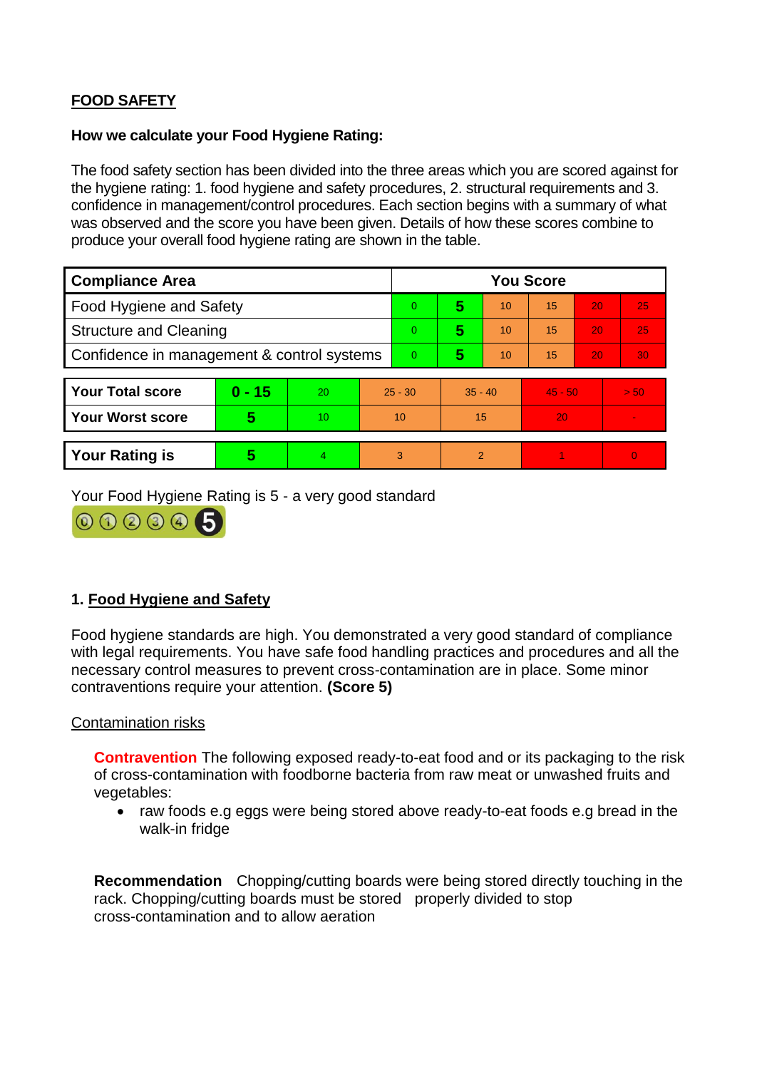**FOOD SAFETY**

**How we calculate your Food Hygiene Rating:**

The food safety section has been divided into the three areas which you are scored against for the hygiene rating: 1. food hygiene and safety procedures, 2. structural requirements and 3. confidence in management/control procedures. Each section begins with a summary of what was observed and the score you have been given. Details of how these scores combine to produce your overall food hygiene rating are shown in the table.

| Compliance Area | You Score | | | | | |
|---|---|---|---|---|---|---|
| Food Hygiene and Safety | 0 | **5** | 10 | 15 | 20 | 25 |
| Structure and Cleaning | 0 | **5** | 10 | 15 | 20 | 25 |
| Confidence in management & control systems | 0 | **5** | 10 | 15 | 20 | 30 |

| | | | | | | |
|---|---|---|---|---|---|---|
| **Your Total score** | **0 - 15** | 20 | 25 - 30 | 35 - 40 | 45 - 50 | > 50 |
| **Your Worst score** | **5** | 10 | 10 | 15 | 20 | - |

| | | | | | | |
|---|---|---|---|---|---|---|
| **Your Rating is** | **5** | 4 | 3 | 2 | 1 | 0 |

Your Food Hygiene Rating is 5 - a very good standard

## 1. Food Hygiene and Safety

Food hygiene standards are high. You demonstrated a very good standard of compliance with legal requirements. You have safe food handling practices and procedures and all the necessary control measures to prevent cross-contamination are in place. Some minor contraventions require your attention. **(Score 5)**

Contamination risks

**Contravention** The following exposed ready-to-eat food and or its packaging to the risk of cross-contamination with foodborne bacteria from raw meat or unwashed fruits and vegetables:

- raw foods e.g eggs were being stored above ready-to-eat foods e.g bread in the walk-in fridge

**Recommendation** Chopping/cutting boards were being stored directly touching in the rack. Chopping/cutting boards must be stored properly divided to stop cross-contamination and to allow aeration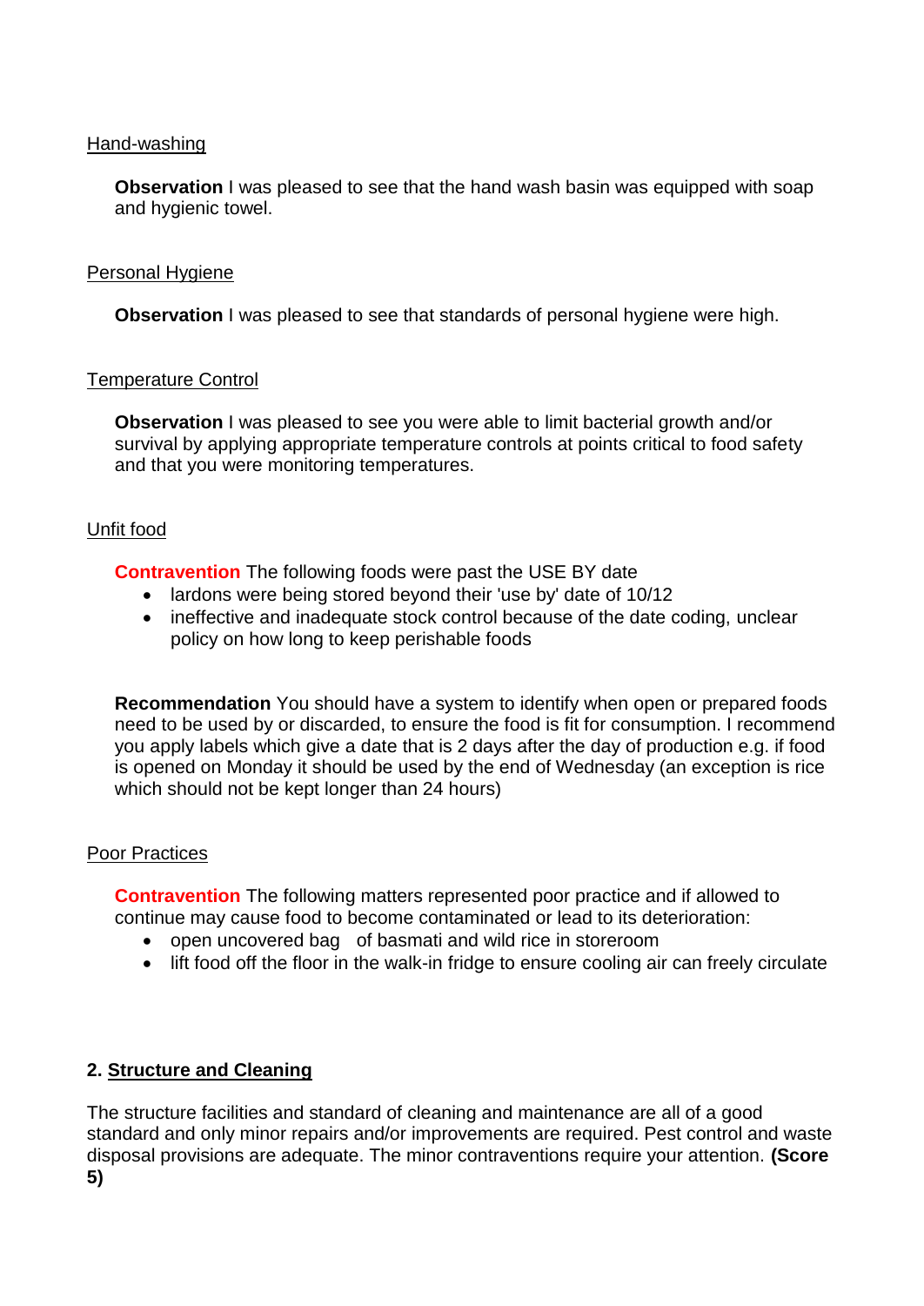Hand-washing

**Observation** I was pleased to see that the hand wash basin was equipped with soap and hygienic towel.

Personal Hygiene

**Observation** I was pleased to see that standards of personal hygiene were high.

Temperature Control

**Observation** I was pleased to see you were able to limit bacterial growth and/or survival by applying appropriate temperature controls at points critical to food safety and that you were monitoring temperatures.

Unfit food

**Contravention** The following foods were past the USE BY date

- lardons were being stored beyond their 'use by' date of 10/12
- ineffective and inadequate stock control because of the date coding, unclear policy on how long to keep perishable foods

**Recommendation** You should have a system to identify when open or prepared foods need to be used by or discarded, to ensure the food is fit for consumption. I recommend you apply labels which give a date that is 2 days after the day of production e.g. if food is opened on Monday it should be used by the end of Wednesday (an exception is rice which should not be kept longer than 24 hours)

Poor Practices

**Contravention** The following matters represented poor practice and if allowed to continue may cause food to become contaminated or lead to its deterioration:

- open uncovered bag of basmati and wild rice in storeroom
- lift food off the floor in the walk-in fridge to ensure cooling air can freely circulate

## 2. Structure and Cleaning

The structure facilities and standard of cleaning and maintenance are all of a good standard and only minor repairs and/or improvements are required. Pest control and waste disposal provisions are adequate. The minor contraventions require your attention. **(Score 5)**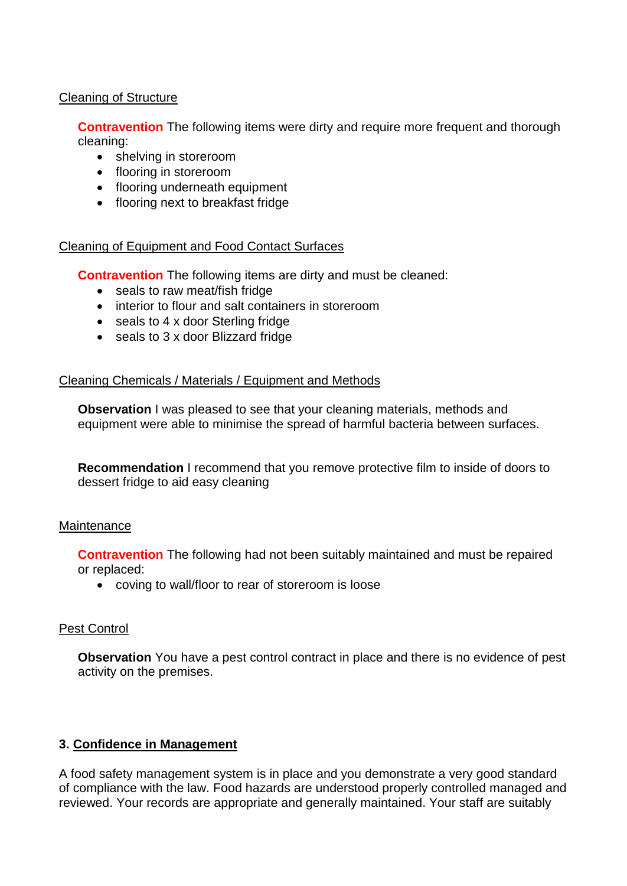Cleaning of Structure

**Contravention** The following items were dirty and require more frequent and thorough cleaning:

- shelving in storeroom
- flooring in storeroom
- flooring underneath equipment
- flooring next to breakfast fridge

Cleaning of Equipment and Food Contact Surfaces

**Contravention** The following items are dirty and must be cleaned:

- seals to raw meat/fish fridge
- interior to flour and salt containers in storeroom
- seals to 4 x door Sterling fridge
- seals to 3 x door Blizzard fridge

Cleaning Chemicals / Materials / Equipment and Methods

**Observation** I was pleased to see that your cleaning materials, methods and equipment were able to minimise the spread of harmful bacteria between surfaces.

**Recommendation** I recommend that you remove protective film to inside of doors to dessert fridge to aid easy cleaning

Maintenance

**Contravention** The following had not been suitably maintained and must be repaired or replaced:

- coving to wall/floor to rear of storeroom is loose

Pest Control

**Observation** You have a pest control contract in place and there is no evidence of pest activity on the premises.

## 3. Confidence in Management

A food safety management system is in place and you demonstrate a very good standard of compliance with the law. Food hazards are understood properly controlled managed and reviewed. Your records are appropriate and generally maintained. Your staff are suitably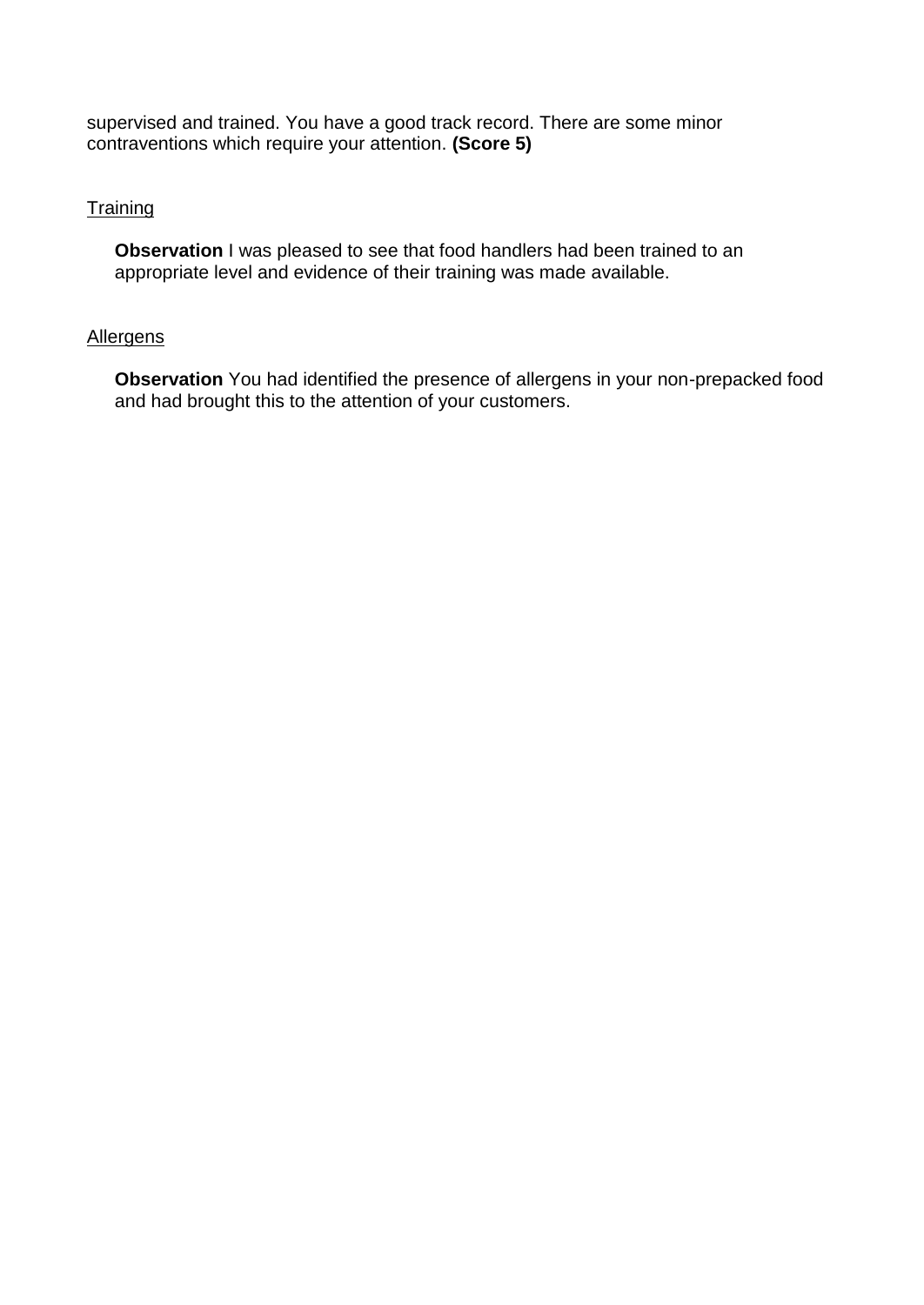supervised and trained. You have a good track record. There are some minor contraventions which require your attention. **(Score 5)**

<u>Training</u>

**Observation** I was pleased to see that food handlers had been trained to an appropriate level and evidence of their training was made available.

<u>Allergens</u>

**Observation** You had identified the presence of allergens in your non-prepacked food and had brought this to the attention of your customers.